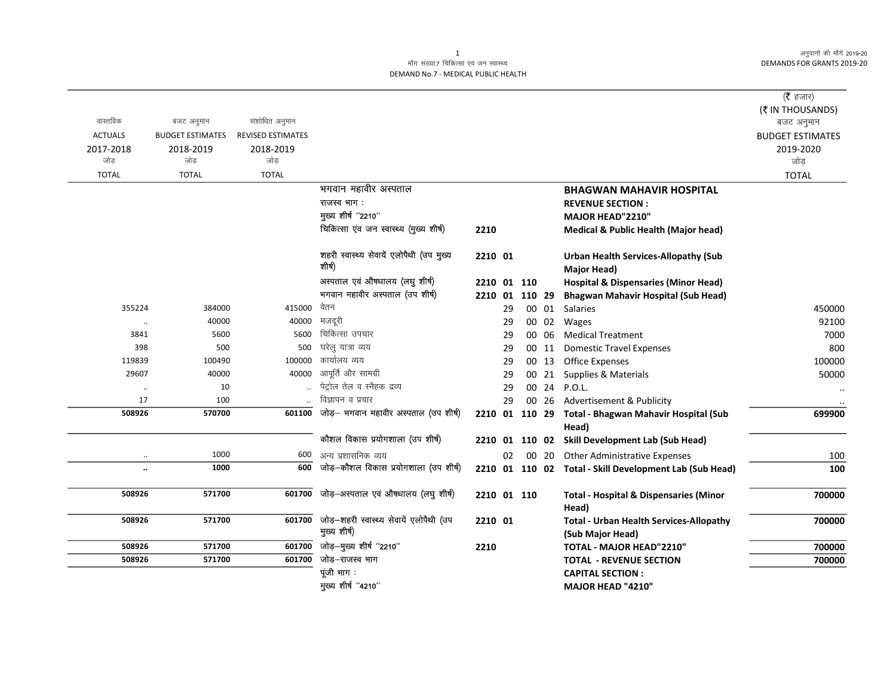माँग संख्या.7 चिकित्सा एवं जन स्वास्थ्य
DEMAND No.7 - MEDICAL PUBLIC HEALTH

अनुदानों की माँगें 2019-20
DEMANDS FOR GRANTS 2019-20

(₹ हजार)
(₹ IN THOUSANDS)

| वास्तविक ACTUALS 2017-2018 जोड़ TOTAL | बजट अनुमान BUDGET ESTIMATES 2018-2019 जोड़ TOTAL | संशोधित अनुमान REVISED ESTIMATES 2018-2019 जोड़ TOTAL | | | | | | | बजट अनुमान BUDGET ESTIMATES 2019-2020 जोड़ TOTAL |
|---|---|---|---|---|---|---|---|---|---|
| | | | भगवान महावीर अस्पताल | | | | | **BHAGWAN MAHAVIR HOSPITAL** | |
| | | | राजस्व भाग : | | | | | **REVENUE SECTION :** | |
| | | | मुख्य शीर्ष ''2210'' | | | | | **MAJOR HEAD"2210"** | |
| | | | चिकित्सा एंव जन स्वास्थ्य (मुख्य शीर्ष) | 2210 | | | | **Medical & Public Health (Major head)** | |
| | | | शहरी स्वास्थ्य सेवायें एलोपैथी (उप मुख्य शीर्ष) | 2210 | 01 | | | **Urban Health Services-Allopathy (Sub Major Head)** | |
| | | | अस्पताल एवं औषधालय (लघु शीर्ष) | 2210 | 01 | 110 | | **Hospital & Dispensaries (Minor Head)** | |
| | | | भगवान महावीर अस्पताल (उप शीर्ष) | 2210 | 01 | 110 | 29 | **Bhagwan Mahavir Hospital (Sub Head)** | |
| 355224 | 384000 | 415000 | वेतन | | 29 | 00 | 01 | Salaries | 450000 |
| .. | 40000 | 40000 | मजदूरी | | 29 | 00 | 02 | Wages | 92100 |
| 3841 | 5600 | 5600 | चिकित्सा उपचार | | 29 | 00 | 06 | Medical Treatment | 7000 |
| 398 | 500 | 500 | घरेलु यात्रा व्यय | | 29 | 00 | 11 | Domestic Travel Expenses | 800 |
| 119839 | 100490 | 100000 | कार्यालय व्यय | | 29 | 00 | 13 | Office Expenses | 100000 |
| 29607 | 40000 | 40000 | आपूर्ति और सामग्री | | 29 | 00 | 21 | Supplies & Materials | 50000 |
| .. | 10 | .. | पेट्रोल तेल व स्नैहक द्रव्य | | 29 | 00 | 24 | P.O.L. | .. |
| 17 | 100 | .. | विज्ञापन व प्रचार | | 29 | 00 | 26 | Advertisement & Publicity | .. |
| **508926** | **570700** | **601100** | जोड़– भगवान महावीर अस्पताल (उप शीर्ष) | 2210 | 01 | 110 | 29 | **Total - Bhagwan Mahavir Hospital (Sub Head)** | **699900** |
| | | | कौशल विकास प्रयोगशाला (उप शीर्ष) | 2210 | 01 | 110 | 02 | **Skill Development Lab (Sub Head)** | |
| .. | 1000 | 600 | अन्य प्रशासनिक व्यय | | 02 | 00 | 20 | Other Administrative Expenses | 100 |
| **..** | **1000** | **600** | जोड़–कौशल विकास प्रयोगशाला (उप शीर्ष) | 2210 | 01 | 110 | 02 | **Total - Skill Development Lab (Sub Head)** | **100** |
| **508926** | **571700** | **601700** | जोड़–अस्पताल एवं औषधालय (लघु शीर्ष) | 2210 | 01 | 110 | | **Total - Hospital & Dispensaries (Minor Head)** | **700000** |
| **508926** | **571700** | **601700** | जोड़–शहरी स्वास्थ्य सेवायें एलोपैथी (उप मुख्य शीर्ष) | 2210 | 01 | | | **Total - Urban Health Services-Allopathy (Sub Major Head)** | **700000** |
| **508926** | **571700** | **601700** | जोड़–मुख्य शीर्ष ''2210'' | 2210 | | | | **TOTAL - MAJOR HEAD"2210"** | **700000** |
| **508926** | **571700** | **601700** | जोड़–राजस्व भाग | | | | | **TOTAL - REVENUE SECTION** | **700000** |
| | | | पूंजी भाग : | | | | | **CAPITAL SECTION :** | |
| | | | मुख्य शीर्ष ''4210'' | | | | | **MAJOR HEAD "4210"** | |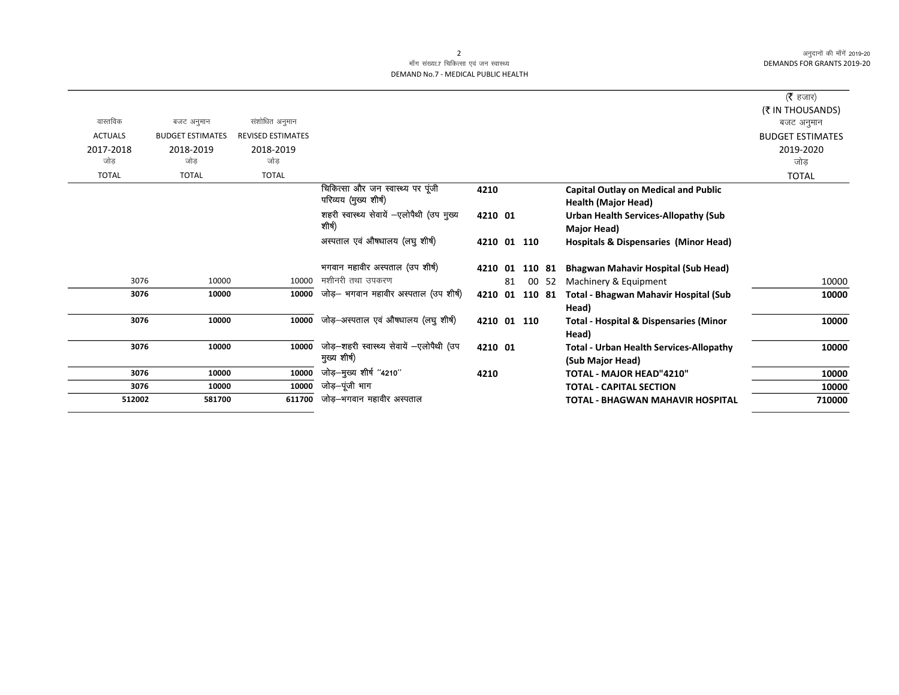माँग संख्या.7 चिकित्सा एवं जन स्वास्थ्य

DEMAND No.7 - MEDICAL PUBLIC HEALTH

अनुदानों की माँगें 2019-20

DEMANDS FOR GRANTS 2019-20

(₹ हजार)
(₹ IN THOUSANDS)

| वास्तविक ACTUALS 2017-2018 जोड़ TOTAL | बजट अनुमान BUDGET ESTIMATES 2018-2019 जोड़ TOTAL | संशोधित अनुमान REVISED ESTIMATES 2018-2019 जोड़ TOTAL | | | | बजट अनुमान BUDGET ESTIMATES 2019-2020 जोड़ TOTAL |
|---|---|---|---|---|---|---|
| | | | चिकित्सा और जन स्वास्थ्य पर पूंजी परिव्यय (मुख्य शीर्ष) | 4210 | **Capital Outlay on Medical and Public Health (Major Head)** | |
| | | | शहरी स्वास्थ्य सेवायें –एलोपैथी (उप मुख्य शीर्ष) | 4210 01 | **Urban Health Services-Allopathy (Sub Major Head)** | |
| | | | अस्पताल एवं औषधालय (लघु शीर्ष) | 4210 01 110 | **Hospitals & Dispensaries (Minor Head)** | |
| | | | भगवान महावीर अस्पताल (उप शीर्ष) | 4210 01 110 81 | **Bhagwan Mahavir Hospital (Sub Head)** | |
| 3076 | 10000 | 10000 | मशीनरी तथा उपकरण | 81 00 52 | Machinery & Equipment | 10000 |
| **3076** | **10000** | **10000** | जोड़– भगवान महावीर अस्पताल (उप शीर्ष) | 4210 01 110 81 | **Total - Bhagwan Mahavir Hospital (Sub Head)** | **10000** |
| **3076** | **10000** | **10000** | जोड़–अस्पताल एवं औषधालय (लघु शीर्ष) | 4210 01 110 | **Total - Hospital & Dispensaries (Minor Head)** | **10000** |
| **3076** | **10000** | **10000** | जोड़–शहरी स्वास्थ्य सेवायें –एलोपैथी (उप मुख्य शीर्ष) | 4210 01 | **Total - Urban Health Services-Allopathy (Sub Major Head)** | **10000** |
| **3076** | **10000** | **10000** | जोड़–मुख्य शीर्ष "4210" | 4210 | **TOTAL - MAJOR HEAD"4210"** | **10000** |
| **3076** | **10000** | **10000** | जोड़–पूंजी भाग | | **TOTAL - CAPITAL SECTION** | **10000** |
| **512002** | **581700** | **611700** | जोड़–भगवान महावीर अस्पताल | | **TOTAL - BHAGWAN MAHAVIR HOSPITAL** | **710000** |